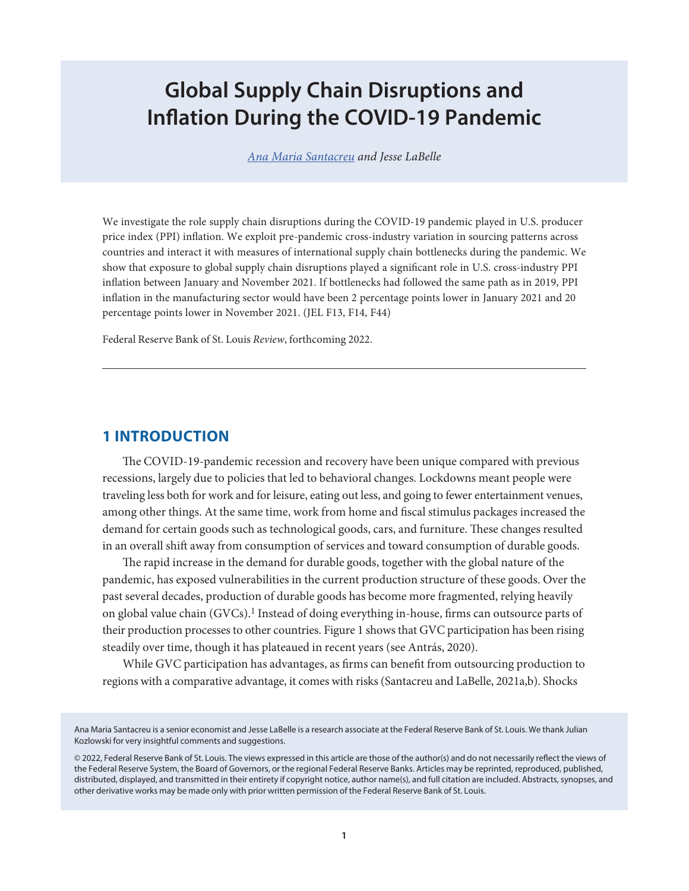# Global Supply Chain Disruptions and Inflation During the COVID-19 Pandemic

*Ana Maria Santacreu and Jesse LaBelle*

We investigate the role supply chain disruptions during the COVID-19 pandemic played in U.S. producer price index (PPI) inflation. We exploit pre-pandemic cross-industry variation in sourcing patterns across countries and interact it with measures of international supply chain bottlenecks during the pandemic. We show that exposure to global supply chain disruptions played a significant role in U.S. cross-industry PPI inflation between January and November 2021. If bottlenecks had followed the same path as in 2019, PPI inflation in the manufacturing sector would have been 2 percentage points lower in January 2021 and 20 percentage points lower in November 2021. (JEL F13, F14, F44)

Federal Reserve Bank of St. Louis *Review*, forthcoming 2022.

---

## 1 INTRODUCTION

The COVID-19-pandemic recession and recovery have been unique compared with previous recessions, largely due to policies that led to behavioral changes. Lockdowns meant people were traveling less both for work and for leisure, eating out less, and going to fewer entertainment venues, among other things. At the same time, work from home and fiscal stimulus packages increased the demand for certain goods such as technological goods, cars, and furniture. These changes resulted in an overall shift away from consumption of services and toward consumption of durable goods.

The rapid increase in the demand for durable goods, together with the global nature of the pandemic, has exposed vulnerabilities in the current production structure of these goods. Over the past several decades, production of durable goods has become more fragmented, relying heavily on global value chain (GVCs).[1] Instead of doing everything in-house, firms can outsource parts of their production processes to other countries. Figure 1 shows that GVC participation has been rising steadily over time, though it has plateaued in recent years (see Antrás, 2020).

While GVC participation has advantages, as firms can benefit from outsourcing production to regions with a comparative advantage, it comes with risks (Santacreu and LaBelle, 2021a,b). Shocks

Ana Maria Santacreu is a senior economist and Jesse LaBelle is a research associate at the Federal Reserve Bank of St. Louis. We thank Julian Kozlowski for very insightful comments and suggestions.

© 2022, Federal Reserve Bank of St. Louis. The views expressed in this article are those of the author(s) and do not necessarily reflect the views of the Federal Reserve System, the Board of Governors, or the regional Federal Reserve Banks. Articles may be reprinted, reproduced, published, distributed, displayed, and transmitted in their entirety if copyright notice, author name(s), and full citation are included. Abstracts, synopses, and other derivative works may be made only with prior written permission of the Federal Reserve Bank of St. Louis.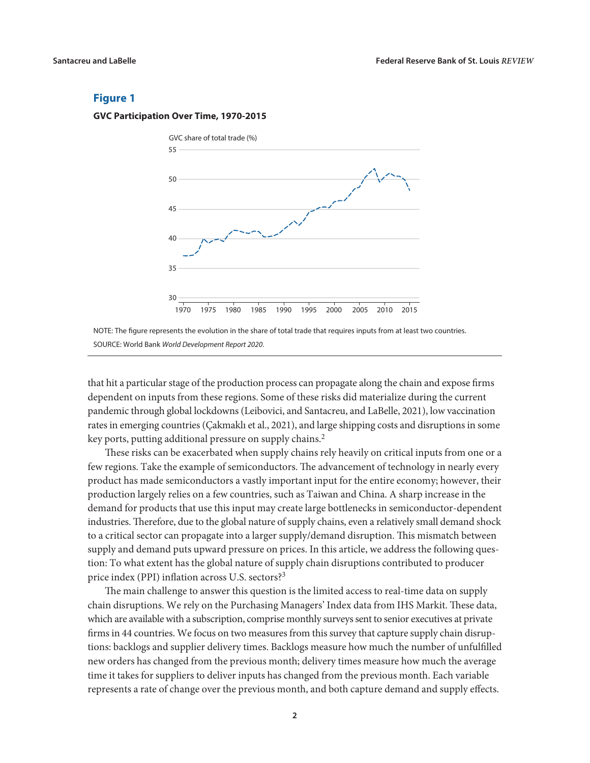**Figure 1**

**GVC Participation Over Time, 1970-2015**

NOTE: The figure represents the evolution in the share of total trade that requires inputs from at least two countries.

SOURCE: World Bank *World Development Report 2020*.

that hit a particular stage of the production process can propagate along the chain and expose firms dependent on inputs from these regions. Some of these risks did materialize during the current pandemic through global lockdowns (Leibovici, and Santacreu, and LaBelle, 2021), low vaccination rates in emerging countries (Çakmaklı et al., 2021), and large shipping costs and disruptions in some key ports, putting additional pressure on supply chains.[2]

These risks can be exacerbated when supply chains rely heavily on critical inputs from one or a few regions. Take the example of semiconductors. The advancement of technology in nearly every product has made semiconductors a vastly important input for the entire economy; however, their production largely relies on a few countries, such as Taiwan and China. A sharp increase in the demand for products that use this input may create large bottlenecks in semiconductor-dependent industries. Therefore, due to the global nature of supply chains, even a relatively small demand shock to a critical sector can propagate into a larger supply/demand disruption. This mismatch between supply and demand puts upward pressure on prices. In this article, we address the following question: To what extent has the global nature of supply chain disruptions contributed to producer price index (PPI) inflation across U.S. sectors?[3]

The main challenge to answer this question is the limited access to real-time data on supply chain disruptions. We rely on the Purchasing Managers' Index data from IHS Markit. These data, which are available with a subscription, comprise monthly surveys sent to senior executives at private firms in 44 countries. We focus on two measures from this survey that capture supply chain disruptions: backlogs and supplier delivery times. Backlogs measure how much the number of unfulfilled new orders has changed from the previous month; delivery times measure how much the average time it takes for suppliers to deliver inputs has changed from the previous month. Each variable represents a rate of change over the previous month, and both capture demand and supply effects.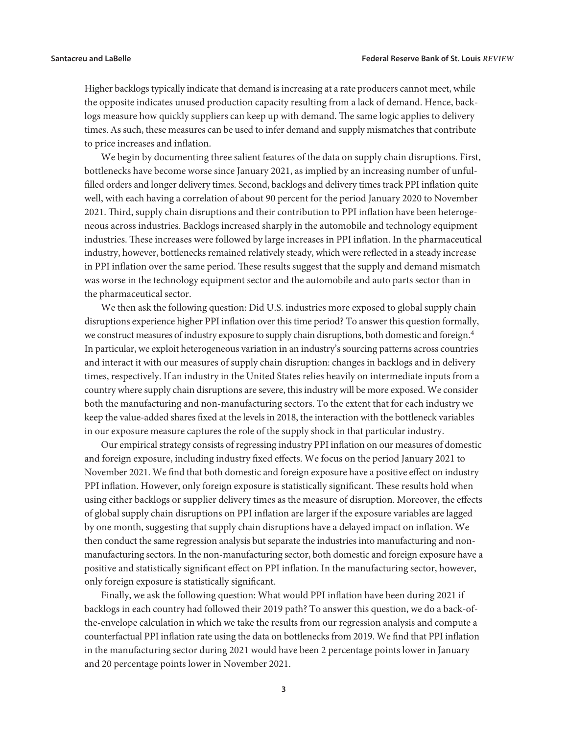Higher backlogs typically indicate that demand is increasing at a rate producers cannot meet, while the opposite indicates unused production capacity resulting from a lack of demand. Hence, backlogs measure how quickly suppliers can keep up with demand. The same logic applies to delivery times. As such, these measures can be used to infer demand and supply mismatches that contribute to price increases and inflation.

We begin by documenting three salient features of the data on supply chain disruptions. First, bottlenecks have become worse since January 2021, as implied by an increasing number of unfulfilled orders and longer delivery times. Second, backlogs and delivery times track PPI inflation quite well, with each having a correlation of about 90 percent for the period January 2020 to November 2021. Third, supply chain disruptions and their contribution to PPI inflation have been heterogeneous across industries. Backlogs increased sharply in the automobile and technology equipment industries. These increases were followed by large increases in PPI inflation. In the pharmaceutical industry, however, bottlenecks remained relatively steady, which were reflected in a steady increase in PPI inflation over the same period. These results suggest that the supply and demand mismatch was worse in the technology equipment sector and the automobile and auto parts sector than in the pharmaceutical sector.

We then ask the following question: Did U.S. industries more exposed to global supply chain disruptions experience higher PPI inflation over this time period? To answer this question formally, we construct measures of industry exposure to supply chain disruptions, both domestic and foreign.[4] In particular, we exploit heterogeneous variation in an industry's sourcing patterns across countries and interact it with our measures of supply chain disruption: changes in backlogs and in delivery times, respectively. If an industry in the United States relies heavily on intermediate inputs from a country where supply chain disruptions are severe, this industry will be more exposed. We consider both the manufacturing and non-manufacturing sectors. To the extent that for each industry we keep the value-added shares fixed at the levels in 2018, the interaction with the bottleneck variables in our exposure measure captures the role of the supply shock in that particular industry.

Our empirical strategy consists of regressing industry PPI inflation on our measures of domestic and foreign exposure, including industry fixed effects. We focus on the period January 2021 to November 2021. We find that both domestic and foreign exposure have a positive effect on industry PPI inflation. However, only foreign exposure is statistically significant. These results hold when using either backlogs or supplier delivery times as the measure of disruption. Moreover, the effects of global supply chain disruptions on PPI inflation are larger if the exposure variables are lagged by one month, suggesting that supply chain disruptions have a delayed impact on inflation. We then conduct the same regression analysis but separate the industries into manufacturing and non-manufacturing sectors. In the non-manufacturing sector, both domestic and foreign exposure have a positive and statistically significant effect on PPI inflation. In the manufacturing sector, however, only foreign exposure is statistically significant.

Finally, we ask the following question: What would PPI inflation have been during 2021 if backlogs in each country had followed their 2019 path? To answer this question, we do a back-of-the-envelope calculation in which we take the results from our regression analysis and compute a counterfactual PPI inflation rate using the data on bottlenecks from 2019. We find that PPI inflation in the manufacturing sector during 2021 would have been 2 percentage points lower in January and 20 percentage points lower in November 2021.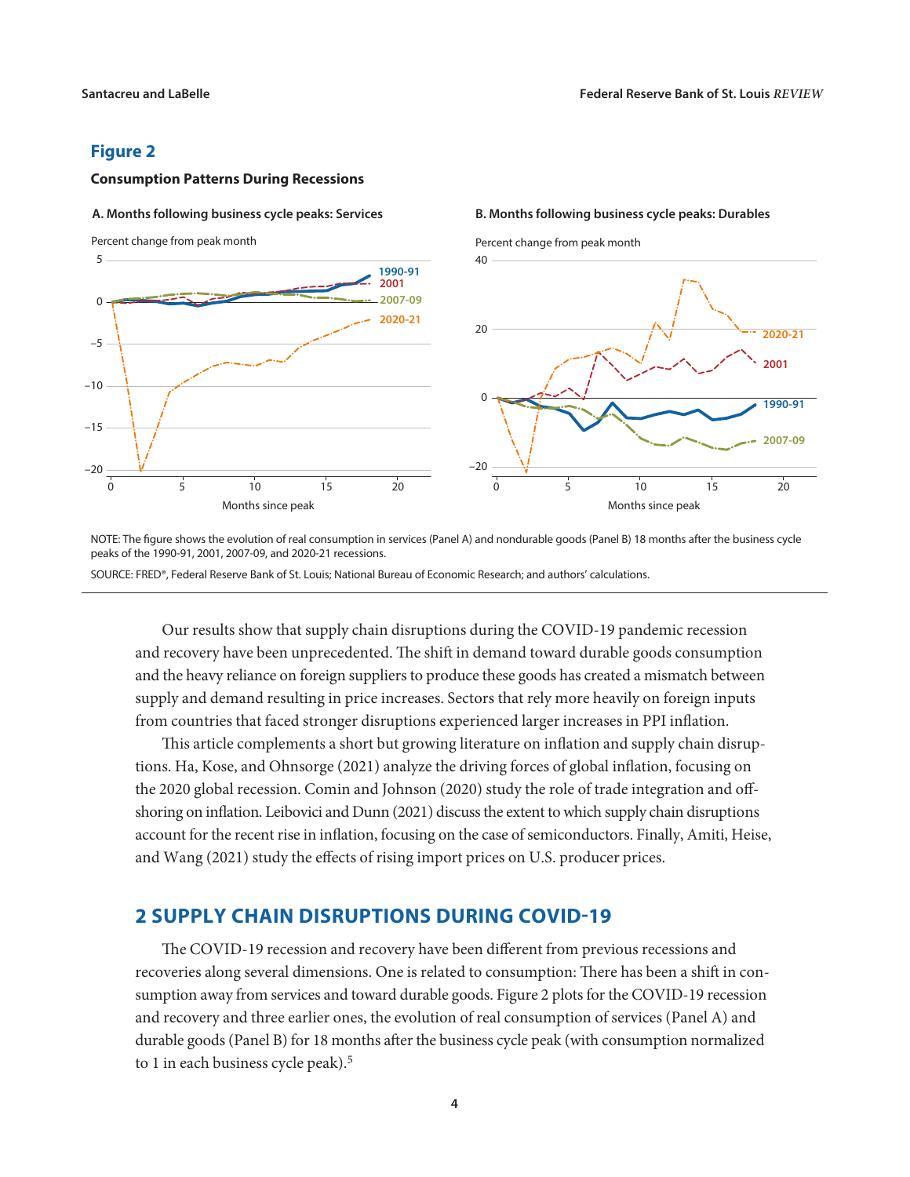**Figure 2**

**Consumption Patterns During Recessions**

**A. Months following business cycle peaks: Services**

**B. Months following business cycle peaks: Durables**

NOTE: The figure shows the evolution of real consumption in services (Panel A) and nondurable goods (Panel B) 18 months after the business cycle peaks of the 1990-91, 2001, 2007-09, and 2020-21 recessions.

SOURCE: FRED®, Federal Reserve Bank of St. Louis; National Bureau of Economic Research; and authors' calculations.

Our results show that supply chain disruptions during the COVID-19 pandemic recession and recovery have been unprecedented. The shift in demand toward durable goods consumption and the heavy reliance on foreign suppliers to produce these goods has created a mismatch between supply and demand resulting in price increases. Sectors that rely more heavily on foreign inputs from countries that faced stronger disruptions experienced larger increases in PPI inflation.

This article complements a short but growing literature on inflation and supply chain disruptions. Ha, Kose, and Ohnsorge (2021) analyze the driving forces of global inflation, focusing on the 2020 global recession. Comin and Johnson (2020) study the role of trade integration and offshoring on inflation. Leibovici and Dunn (2021) discuss the extent to which supply chain disruptions account for the recent rise in inflation, focusing on the case of semiconductors. Finally, Amiti, Heise, and Wang (2021) study the effects of rising import prices on U.S. producer prices.

## 2 SUPPLY CHAIN DISRUPTIONS DURING COVID-19

The COVID-19 recession and recovery have been different from previous recessions and recoveries along several dimensions. One is related to consumption: There has been a shift in consumption away from services and toward durable goods. Figure 2 plots for the COVID-19 recession and recovery and three earlier ones, the evolution of real consumption of services (Panel A) and durable goods (Panel B) for 18 months after the business cycle peak (with consumption normalized to 1 in each business cycle peak).[5]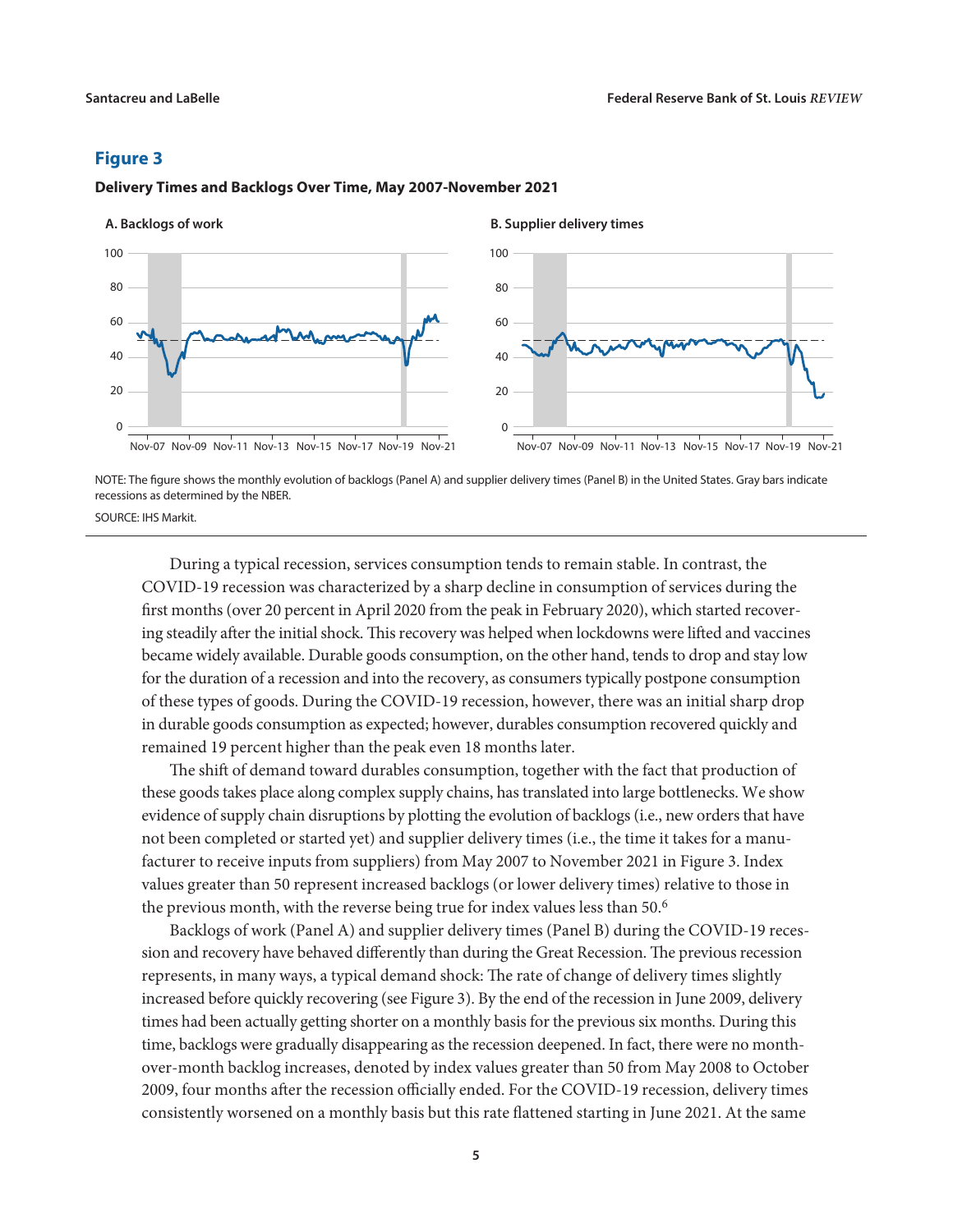## Figure 3

**Delivery Times and Backlogs Over Time, May 2007-November 2021**

NOTE: The figure shows the monthly evolution of backlogs (Panel A) and supplier delivery times (Panel B) in the United States. Gray bars indicate recessions as determined by the NBER.

SOURCE: IHS Markit.

During a typical recession, services consumption tends to remain stable. In contrast, the COVID-19 recession was characterized by a sharp decline in consumption of services during the first months (over 20 percent in April 2020 from the peak in February 2020), which started recovering steadily after the initial shock. This recovery was helped when lockdowns were lifted and vaccines became widely available. Durable goods consumption, on the other hand, tends to drop and stay low for the duration of a recession and into the recovery, as consumers typically postpone consumption of these types of goods. During the COVID-19 recession, however, there was an initial sharp drop in durable goods consumption as expected; however, durables consumption recovered quickly and remained 19 percent higher than the peak even 18 months later.

The shift of demand toward durables consumption, together with the fact that production of these goods takes place along complex supply chains, has translated into large bottlenecks. We show evidence of supply chain disruptions by plotting the evolution of backlogs (i.e., new orders that have not been completed or started yet) and supplier delivery times (i.e., the time it takes for a manufacturer to receive inputs from suppliers) from May 2007 to November 2021 in Figure 3. Index values greater than 50 represent increased backlogs (or lower delivery times) relative to those in the previous month, with the reverse being true for index values less than 50.[6]

Backlogs of work (Panel A) and supplier delivery times (Panel B) during the COVID-19 recession and recovery have behaved differently than during the Great Recession. The previous recession represents, in many ways, a typical demand shock: The rate of change of delivery times slightly increased before quickly recovering (see Figure 3). By the end of the recession in June 2009, delivery times had been actually getting shorter on a monthly basis for the previous six months. During this time, backlogs were gradually disappearing as the recession deepened. In fact, there were no month-over-month backlog increases, denoted by index values greater than 50 from May 2008 to October 2009, four months after the recession officially ended. For the COVID-19 recession, delivery times consistently worsened on a monthly basis but this rate flattened starting in June 2021. At the same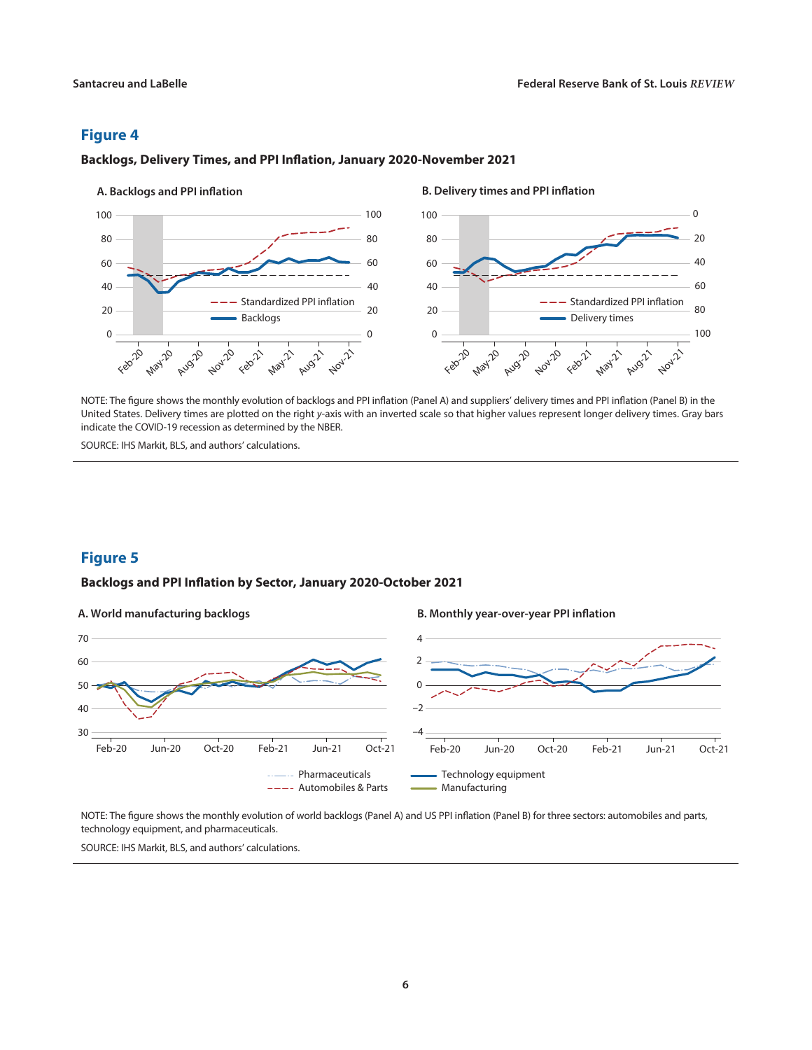## Figure 4

**Backlogs, Delivery Times, and PPI Inflation, January 2020-November 2021**

NOTE: The figure shows the monthly evolution of backlogs and PPI inflation (Panel A) and suppliers' delivery times and PPI inflation (Panel B) in the United States. Delivery times are plotted on the right *y*-axis with an inverted scale so that higher values represent longer delivery times. Gray bars indicate the COVID-19 recession as determined by the NBER.

SOURCE: IHS Markit, BLS, and authors' calculations.

## Figure 5

**Backlogs and PPI Inflation by Sector, January 2020-October 2021**

NOTE: The figure shows the monthly evolution of world backlogs (Panel A) and US PPI inflation (Panel B) for three sectors: automobiles and parts, technology equipment, and pharmaceuticals.

SOURCE: IHS Markit, BLS, and authors' calculations.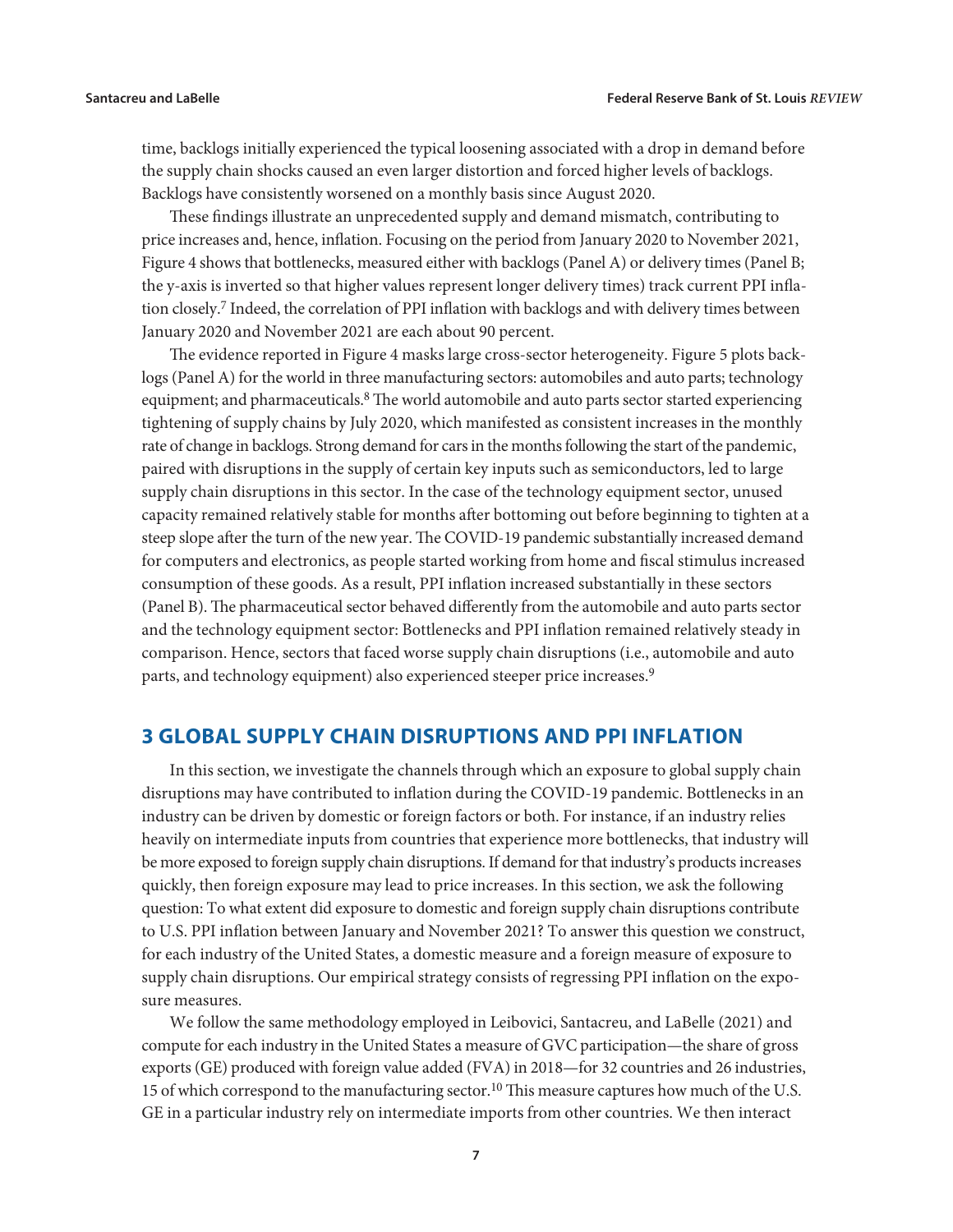time, backlogs initially experienced the typical loosening associated with a drop in demand before the supply chain shocks caused an even larger distortion and forced higher levels of backlogs. Backlogs have consistently worsened on a monthly basis since August 2020.

These findings illustrate an unprecedented supply and demand mismatch, contributing to price increases and, hence, inflation. Focusing on the period from January 2020 to November 2021, Figure 4 shows that bottlenecks, measured either with backlogs (Panel A) or delivery times (Panel B; the y-axis is inverted so that higher values represent longer delivery times) track current PPI inflation closely.[7] Indeed, the correlation of PPI inflation with backlogs and with delivery times between January 2020 and November 2021 are each about 90 percent.

The evidence reported in Figure 4 masks large cross-sector heterogeneity. Figure 5 plots backlogs (Panel A) for the world in three manufacturing sectors: automobiles and auto parts; technology equipment; and pharmaceuticals.[8] The world automobile and auto parts sector started experiencing tightening of supply chains by July 2020, which manifested as consistent increases in the monthly rate of change in backlogs. Strong demand for cars in the months following the start of the pandemic, paired with disruptions in the supply of certain key inputs such as semiconductors, led to large supply chain disruptions in this sector. In the case of the technology equipment sector, unused capacity remained relatively stable for months after bottoming out before beginning to tighten at a steep slope after the turn of the new year. The COVID-19 pandemic substantially increased demand for computers and electronics, as people started working from home and fiscal stimulus increased consumption of these goods. As a result, PPI inflation increased substantially in these sectors (Panel B). The pharmaceutical sector behaved differently from the automobile and auto parts sector and the technology equipment sector: Bottlenecks and PPI inflation remained relatively steady in comparison. Hence, sectors that faced worse supply chain disruptions (i.e., automobile and auto parts, and technology equipment) also experienced steeper price increases.[9]

## 3 GLOBAL SUPPLY CHAIN DISRUPTIONS AND PPI INFLATION

In this section, we investigate the channels through which an exposure to global supply chain disruptions may have contributed to inflation during the COVID-19 pandemic. Bottlenecks in an industry can be driven by domestic or foreign factors or both. For instance, if an industry relies heavily on intermediate inputs from countries that experience more bottlenecks, that industry will be more exposed to foreign supply chain disruptions. If demand for that industry's products increases quickly, then foreign exposure may lead to price increases. In this section, we ask the following question: To what extent did exposure to domestic and foreign supply chain disruptions contribute to U.S. PPI inflation between January and November 2021? To answer this question we construct, for each industry of the United States, a domestic measure and a foreign measure of exposure to supply chain disruptions. Our empirical strategy consists of regressing PPI inflation on the exposure measures.

We follow the same methodology employed in Leibovici, Santacreu, and LaBelle (2021) and compute for each industry in the United States a measure of GVC participation—the share of gross exports (GE) produced with foreign value added (FVA) in 2018—for 32 countries and 26 industries, 15 of which correspond to the manufacturing sector.[10] This measure captures how much of the U.S. GE in a particular industry rely on intermediate imports from other countries. We then interact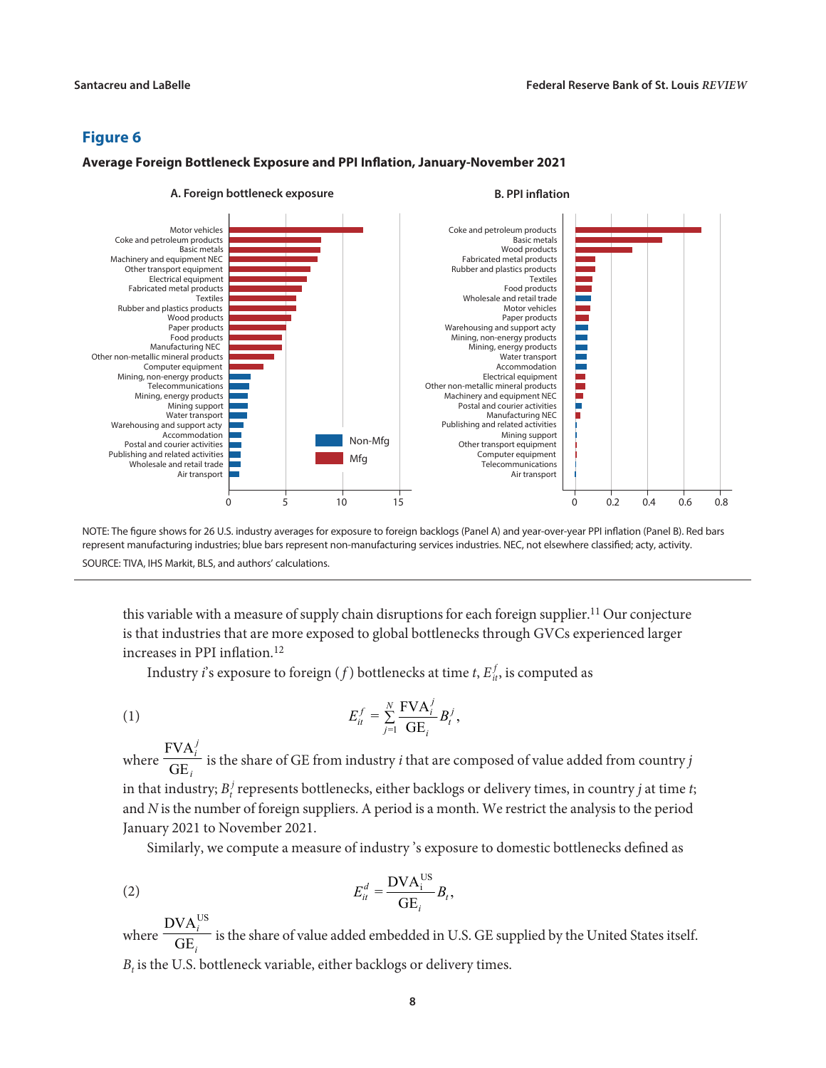## Figure 6

**Average Foreign Bottleneck Exposure and PPI Inflation, January-November 2021**

NOTE: The figure shows for 26 U.S. industry averages for exposure to foreign backlogs (Panel A) and year-over-year PPI inflation (Panel B). Red bars represent manufacturing industries; blue bars represent non-manufacturing services industries. NEC, not elsewhere classified; acty, activity.

SOURCE: TIVA, IHS Markit, BLS, and authors' calculations.

this variable with a measure of supply chain disruptions for each foreign supplier.[11] Our conjecture is that industries that are more exposed to global bottlenecks through GVCs experienced larger increases in PPI inflation.[12]

Industry $i$'s exposure to foreign ($f$) bottlenecks at time $t$, $E_{it}^{f}$, is computed as

$$E_{it}^{f} = \sum_{j=1}^{N} \frac{\text{FVA}_i^j}{\text{GE}_i} B_t^j, \tag{1}$$

where $\frac{\text{FVA}_i^j}{\text{GE}_i}$ is the share of GE from industry $i$ that are composed of value added from country $j$ in that industry; $B_t^j$ represents bottlenecks, either backlogs or delivery times, in country $j$ at time $t$; and $N$ is the number of foreign suppliers. A period is a month. We restrict the analysis to the period January 2021 to November 2021.

Similarly, we compute a measure of industry 's exposure to domestic bottlenecks defined as

$$E_{it}^{d} = \frac{\text{DVA}_i^{\text{US}}}{\text{GE}_i} B_t, \tag{2}$$

where $\frac{\text{DVA}_i^{\text{US}}}{\text{GE}_i}$ is the share of value added embedded in U.S. GE supplied by the United States itself. $B_t$ is the U.S. bottleneck variable, either backlogs or delivery times.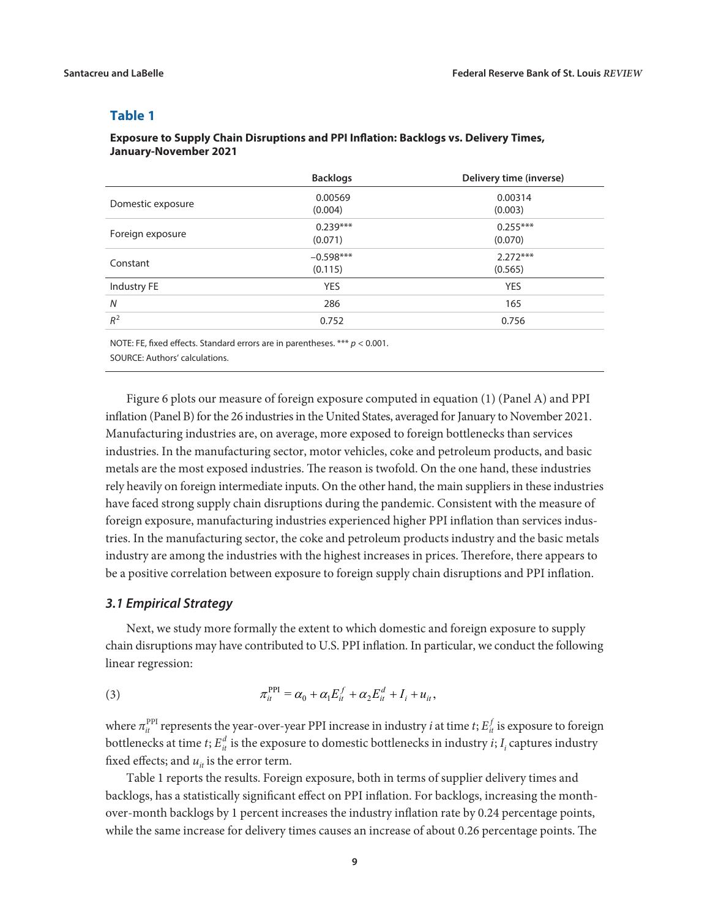## Table 1

**Exposure to Supply Chain Disruptions and PPI Inflation: Backlogs vs. Delivery Times, January-November 2021**

| | Backlogs | Delivery time (inverse) |
|---|---|---|
| Domestic exposure | 0.00569<br>(0.004) | 0.00314<br>(0.003) |
| Foreign exposure | 0.239***<br>(0.071) | 0.255***<br>(0.070) |
| Constant | −0.598***<br>(0.115) | 2.272***<br>(0.565) |
| Industry FE | YES | YES |
| $N$ | 286 | 165 |
| $R^2$ | 0.752 | 0.756 |

NOTE: FE, fixed effects. Standard errors are in parentheses. *** $p < 0.001$.

SOURCE: Authors' calculations.

Figure 6 plots our measure of foreign exposure computed in equation (1) (Panel A) and PPI inflation (Panel B) for the 26 industries in the United States, averaged for January to November 2021. Manufacturing industries are, on average, more exposed to foreign bottlenecks than services industries. In the manufacturing sector, motor vehicles, coke and petroleum products, and basic metals are the most exposed industries. The reason is twofold. On the one hand, these industries rely heavily on foreign intermediate inputs. On the other hand, the main suppliers in these industries have faced strong supply chain disruptions during the pandemic. Consistent with the measure of foreign exposure, manufacturing industries experienced higher PPI inflation than services industries. In the manufacturing sector, the coke and petroleum products industry and the basic metals industry are among the industries with the highest increases in prices. Therefore, there appears to be a positive correlation between exposure to foreign supply chain disruptions and PPI inflation.

### *3.1 Empirical Strategy*

Next, we study more formally the extent to which domestic and foreign exposure to supply chain disruptions may have contributed to U.S. PPI inflation. In particular, we conduct the following linear regression:

$$\pi_{it}^{\mathrm{PPI}} = \alpha_0 + \alpha_1 E_{it}^{f} + \alpha_2 E_{it}^{d} + I_i + u_{it}, \tag{3}$$

where $\pi_{it}^{\mathrm{PPI}}$ represents the year-over-year PPI increase in industry $i$ at time $t$; $E_{it}^{f}$ is exposure to foreign bottlenecks at time $t$; $E_{it}^{d}$ is the exposure to domestic bottlenecks in industry $i$; $I_i$ captures industry fixed effects; and $u_{it}$ is the error term.

Table 1 reports the results. Foreign exposure, both in terms of supplier delivery times and backlogs, has a statistically significant effect on PPI inflation. For backlogs, increasing the month-over-month backlogs by 1 percent increases the industry inflation rate by 0.24 percentage points, while the same increase for delivery times causes an increase of about 0.26 percentage points. The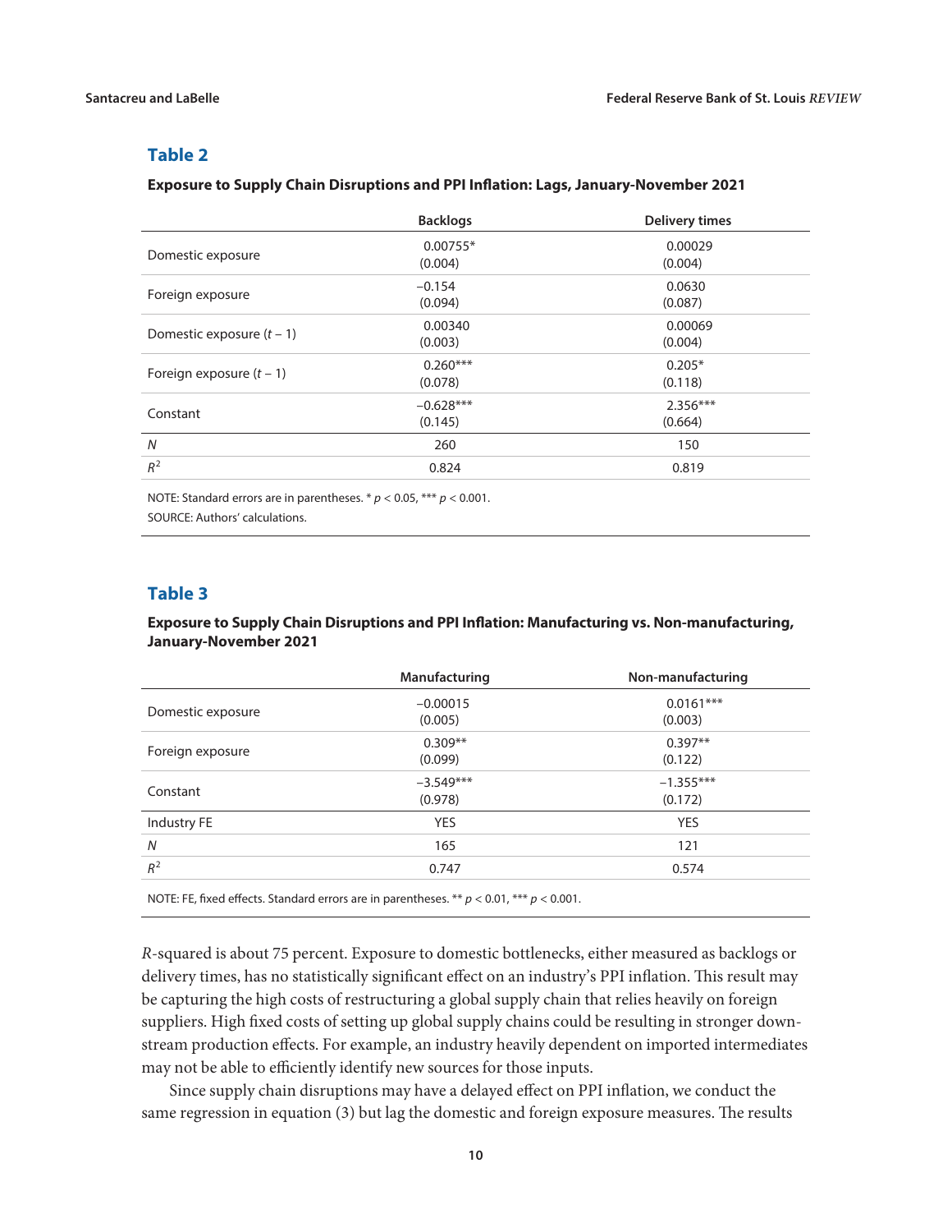## Table 2

**Exposure to Supply Chain Disruptions and PPI Inflation: Lags, January-November 2021**

| | Backlogs | Delivery times |
|---|---|---|
| Domestic exposure | 0.00755*<br>(0.004) | 0.00029<br>(0.004) |
| Foreign exposure | −0.154<br>(0.094) | 0.0630<br>(0.087) |
| Domestic exposure ($t$ − 1) | 0.00340<br>(0.003) | 0.00069<br>(0.004) |
| Foreign exposure ($t$ − 1) | 0.260***<br>(0.078) | 0.205*<br>(0.118) |
| Constant | −0.628***<br>(0.145) | 2.356***<br>(0.664) |
| $N$ | 260 | 150 |
| $R^2$ | 0.824 | 0.819 |

NOTE: Standard errors are in parentheses. * $p < 0.05$, *** $p < 0.001$.
SOURCE: Authors' calculations.

## Table 3

**Exposure to Supply Chain Disruptions and PPI Inflation: Manufacturing vs. Non-manufacturing, January-November 2021**

| | Manufacturing | Non-manufacturing |
|---|---|---|
| Domestic exposure | −0.00015<br>(0.005) | 0.0161***<br>(0.003) |
| Foreign exposure | 0.309**<br>(0.099) | 0.397**<br>(0.122) |
| Constant | −3.549***<br>(0.978) | −1.355***<br>(0.172) |
| Industry FE | YES | YES |
| $N$ | 165 | 121 |
| $R^2$ | 0.747 | 0.574 |

NOTE: FE, fixed effects. Standard errors are in parentheses. ** $p < 0.01$, *** $p < 0.001$.

*R*-squared is about 75 percent. Exposure to domestic bottlenecks, either measured as backlogs or delivery times, has no statistically significant effect on an industry's PPI inflation. This result may be capturing the high costs of restructuring a global supply chain that relies heavily on foreign suppliers. High fixed costs of setting up global supply chains could be resulting in stronger downstream production effects. For example, an industry heavily dependent on imported intermediates may not be able to efficiently identify new sources for those inputs.

Since supply chain disruptions may have a delayed effect on PPI inflation, we conduct the same regression in equation (3) but lag the domestic and foreign exposure measures. The results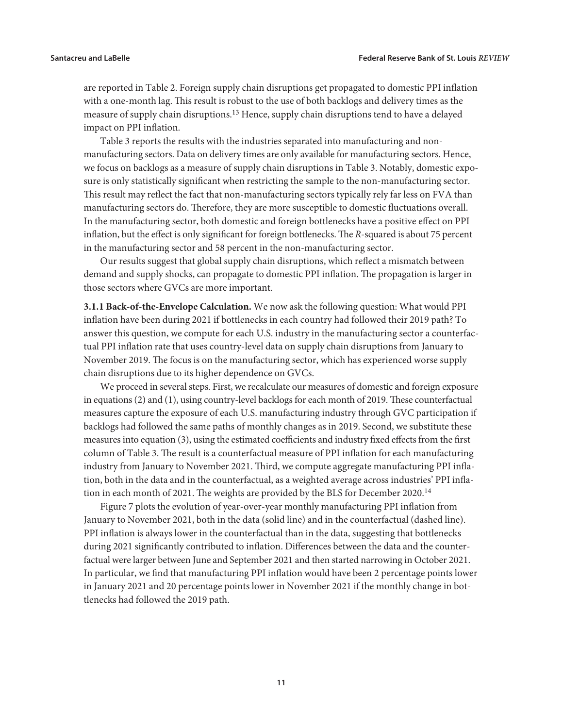are reported in Table 2. Foreign supply chain disruptions get propagated to domestic PPI inflation with a one-month lag. This result is robust to the use of both backlogs and delivery times as the measure of supply chain disruptions.[13] Hence, supply chain disruptions tend to have a delayed impact on PPI inflation.

Table 3 reports the results with the industries separated into manufacturing and non-manufacturing sectors. Data on delivery times are only available for manufacturing sectors. Hence, we focus on backlogs as a measure of supply chain disruptions in Table 3. Notably, domestic exposure is only statistically significant when restricting the sample to the non-manufacturing sector. This result may reflect the fact that non-manufacturing sectors typically rely far less on FVA than manufacturing sectors do. Therefore, they are more susceptible to domestic fluctuations overall. In the manufacturing sector, both domestic and foreign bottlenecks have a positive effect on PPI inflation, but the effect is only significant for foreign bottlenecks. The $R$-squared is about 75 percent in the manufacturing sector and 58 percent in the non-manufacturing sector.

Our results suggest that global supply chain disruptions, which reflect a mismatch between demand and supply shocks, can propagate to domestic PPI inflation. The propagation is larger in those sectors where GVCs are more important.

**3.1.1 Back-of-the-Envelope Calculation.** We now ask the following question: What would PPI inflation have been during 2021 if bottlenecks in each country had followed their 2019 path? To answer this question, we compute for each U.S. industry in the manufacturing sector a counterfactual PPI inflation rate that uses country-level data on supply chain disruptions from January to November 2019. The focus is on the manufacturing sector, which has experienced worse supply chain disruptions due to its higher dependence on GVCs.

We proceed in several steps. First, we recalculate our measures of domestic and foreign exposure in equations (2) and (1), using country-level backlogs for each month of 2019. These counterfactual measures capture the exposure of each U.S. manufacturing industry through GVC participation if backlogs had followed the same paths of monthly changes as in 2019. Second, we substitute these measures into equation (3), using the estimated coefficients and industry fixed effects from the first column of Table 3. The result is a counterfactual measure of PPI inflation for each manufacturing industry from January to November 2021. Third, we compute aggregate manufacturing PPI inflation, both in the data and in the counterfactual, as a weighted average across industries' PPI inflation in each month of 2021. The weights are provided by the BLS for December 2020.[14]

Figure 7 plots the evolution of year-over-year monthly manufacturing PPI inflation from January to November 2021, both in the data (solid line) and in the counterfactual (dashed line). PPI inflation is always lower in the counterfactual than in the data, suggesting that bottlenecks during 2021 significantly contributed to inflation. Differences between the data and the counterfactual were larger between June and September 2021 and then started narrowing in October 2021. In particular, we find that manufacturing PPI inflation would have been 2 percentage points lower in January 2021 and 20 percentage points lower in November 2021 if the monthly change in bottlenecks had followed the 2019 path.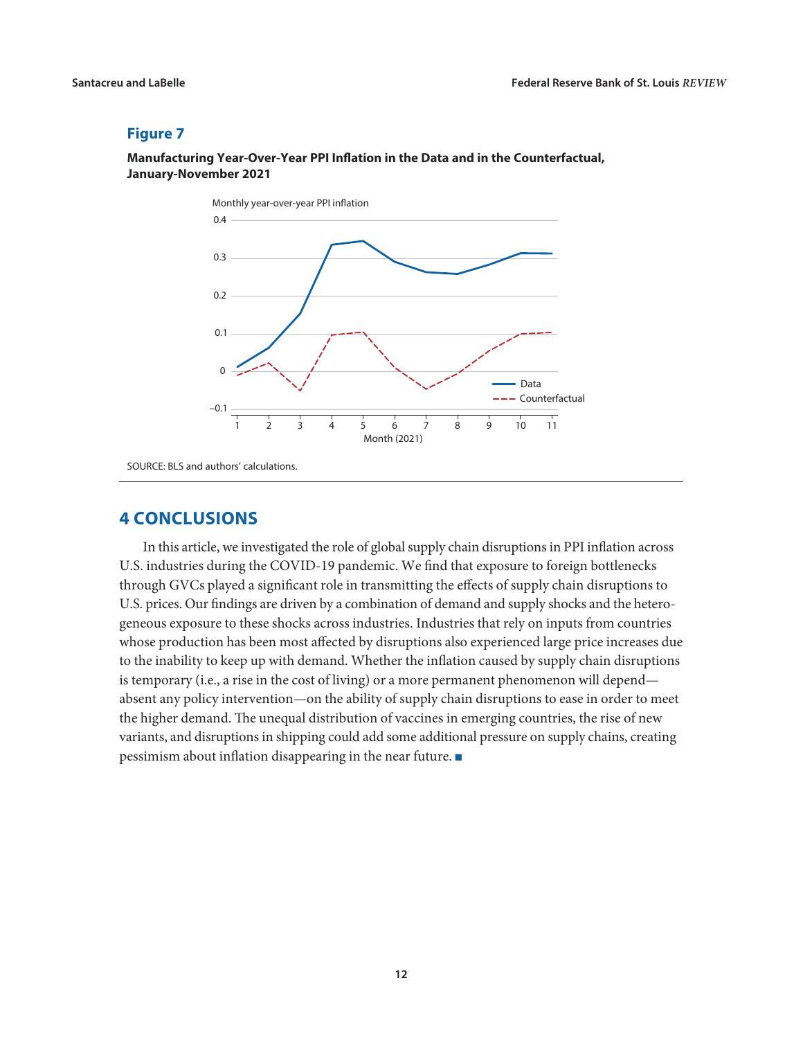## Figure 7

**Manufacturing Year-Over-Year PPI Inflation in the Data and in the Counterfactual, January-November 2021**

SOURCE: BLS and authors' calculations.

# 4 CONCLUSIONS

In this article, we investigated the role of global supply chain disruptions in PPI inflation across U.S. industries during the COVID-19 pandemic. We find that exposure to foreign bottlenecks through GVCs played a significant role in transmitting the effects of supply chain disruptions to U.S. prices. Our findings are driven by a combination of demand and supply shocks and the heterogeneous exposure to these shocks across industries. Industries that rely on inputs from countries whose production has been most affected by disruptions also experienced large price increases due to the inability to keep up with demand. Whether the inflation caused by supply chain disruptions is temporary (i.e., a rise in the cost of living) or a more permanent phenomenon will depend—absent any policy intervention—on the ability of supply chain disruptions to ease in order to meet the higher demand. The unequal distribution of vaccines in emerging countries, the rise of new variants, and disruptions in shipping could add some additional pressure on supply chains, creating pessimism about inflation disappearing in the near future. ■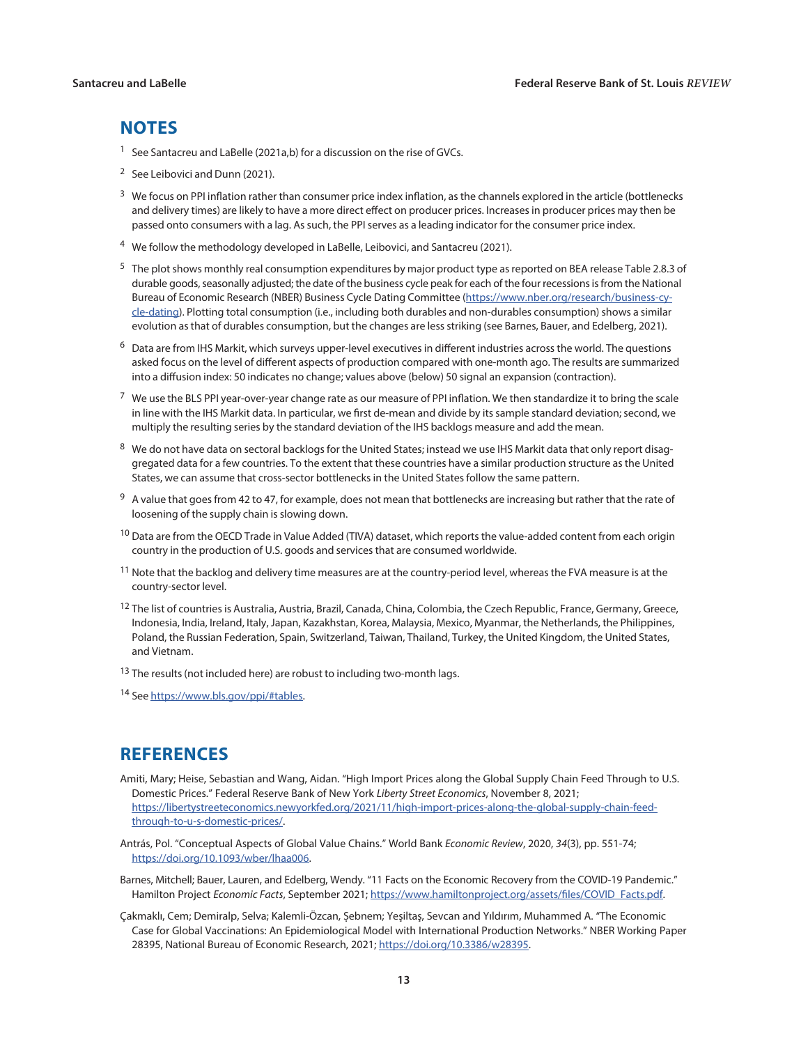## NOTES

[1] See Santacreu and LaBelle (2021a,b) for a discussion on the rise of GVCs.

[2] See Leibovici and Dunn (2021).

[3] We focus on PPI inflation rather than consumer price index inflation, as the channels explored in the article (bottlenecks and delivery times) are likely to have a more direct effect on producer prices. Increases in producer prices may then be passed onto consumers with a lag. As such, the PPI serves as a leading indicator for the consumer price index.

[4] We follow the methodology developed in LaBelle, Leibovici, and Santacreu (2021).

[5] The plot shows monthly real consumption expenditures by major product type as reported on BEA release Table 2.8.3 of durable goods, seasonally adjusted; the date of the business cycle peak for each of the four recessions is from the National Bureau of Economic Research (NBER) Business Cycle Dating Committee (https://www.nber.org/research/business-cycle-dating). Plotting total consumption (i.e., including both durables and non-durables consumption) shows a similar evolution as that of durables consumption, but the changes are less striking (see Barnes, Bauer, and Edelberg, 2021).

[6] Data are from IHS Markit, which surveys upper-level executives in different industries across the world. The questions asked focus on the level of different aspects of production compared with one-month ago. The results are summarized into a diffusion index: 50 indicates no change; values above (below) 50 signal an expansion (contraction).

[7] We use the BLS PPI year-over-year change rate as our measure of PPI inflation. We then standardize it to bring the scale in line with the IHS Markit data. In particular, we first de-mean and divide by its sample standard deviation; second, we multiply the resulting series by the standard deviation of the IHS backlogs measure and add the mean.

[8] We do not have data on sectoral backlogs for the United States; instead we use IHS Markit data that only report disaggregated data for a few countries. To the extent that these countries have a similar production structure as the United States, we can assume that cross-sector bottlenecks in the United States follow the same pattern.

[9] A value that goes from 42 to 47, for example, does not mean that bottlenecks are increasing but rather that the rate of loosening of the supply chain is slowing down.

[10] Data are from the OECD Trade in Value Added (TIVA) dataset, which reports the value-added content from each origin country in the production of U.S. goods and services that are consumed worldwide.

[11] Note that the backlog and delivery time measures are at the country-period level, whereas the FVA measure is at the country-sector level.

[12] The list of countries is Australia, Austria, Brazil, Canada, China, Colombia, the Czech Republic, France, Germany, Greece, Indonesia, India, Ireland, Italy, Japan, Kazakhstan, Korea, Malaysia, Mexico, Myanmar, the Netherlands, the Philippines, Poland, the Russian Federation, Spain, Switzerland, Taiwan, Thailand, Turkey, the United Kingdom, the United States, and Vietnam.

[13] The results (not included here) are robust to including two-month lags.

[14] See https://www.bls.gov/ppi/#tables.

## REFERENCES

Amiti, Mary; Heise, Sebastian and Wang, Aidan. "High Import Prices along the Global Supply Chain Feed Through to U.S. Domestic Prices." Federal Reserve Bank of New York *Liberty Street Economics*, November 8, 2021; https://libertystreeteconomics.newyorkfed.org/2021/11/high-import-prices-along-the-global-supply-chain-feed-through-to-u-s-domestic-prices/.

Antrás, Pol. "Conceptual Aspects of Global Value Chains." World Bank *Economic Review*, 2020, *34*(3), pp. 551-74; https://doi.org/10.1093/wber/lhaa006.

Barnes, Mitchell; Bauer, Lauren, and Edelberg, Wendy. "11 Facts on the Economic Recovery from the COVID-19 Pandemic." Hamilton Project *Economic Facts*, September 2021; https://www.hamiltonproject.org/assets/files/COVID_Facts.pdf.

Çakmaklı, Cem; Demiralp, Selva; Kalemli-Özcan, Şebnem; Yeşiltaş, Sevcan and Yıldırım, Muhammed A. "The Economic Case for Global Vaccinations: An Epidemiological Model with International Production Networks." NBER Working Paper 28395, National Bureau of Economic Research, 2021; https://doi.org/10.3386/w28395.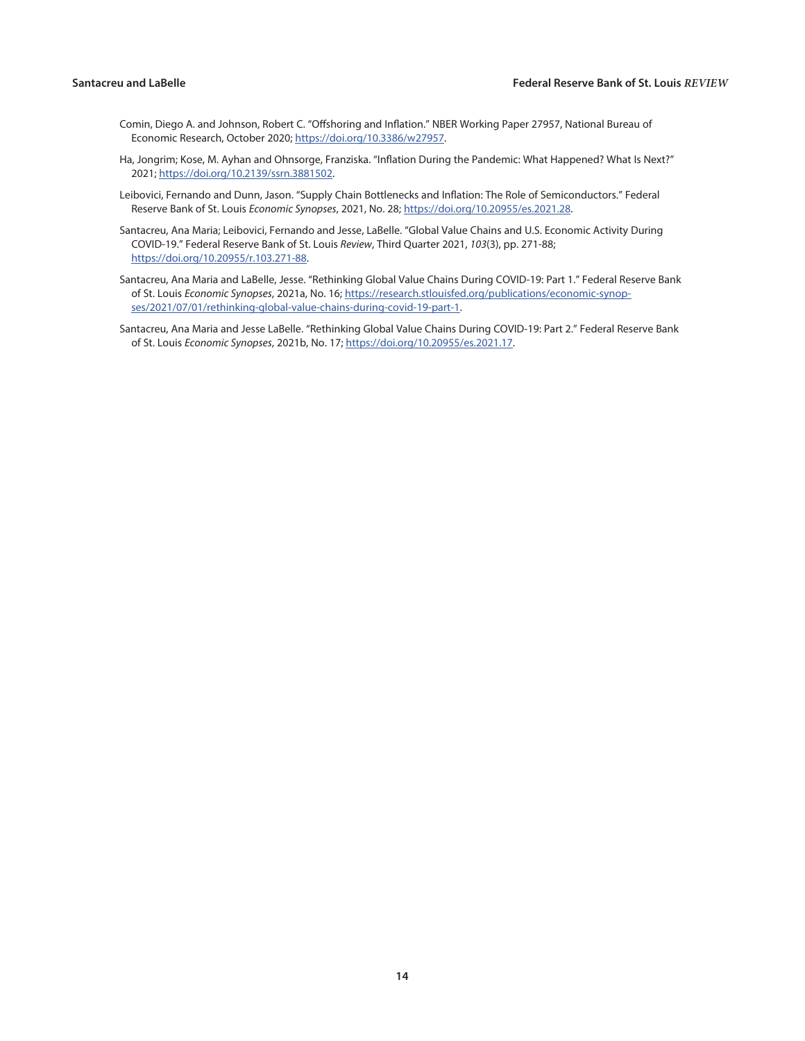Comin, Diego A. and Johnson, Robert C. "Offshoring and Inflation." NBER Working Paper 27957, National Bureau of Economic Research, October 2020; https://doi.org/10.3386/w27957.

Ha, Jongrim; Kose, M. Ayhan and Ohnsorge, Franziska. "Inflation During the Pandemic: What Happened? What Is Next?" 2021; https://doi.org/10.2139/ssrn.3881502.

Leibovici, Fernando and Dunn, Jason. "Supply Chain Bottlenecks and Inflation: The Role of Semiconductors." Federal Reserve Bank of St. Louis *Economic Synopses*, 2021, No. 28; https://doi.org/10.20955/es.2021.28.

Santacreu, Ana Maria; Leibovici, Fernando and Jesse, LaBelle. "Global Value Chains and U.S. Economic Activity During COVID-19." Federal Reserve Bank of St. Louis *Review*, Third Quarter 2021, *103*(3), pp. 271-88; https://doi.org/10.20955/r.103.271-88.

Santacreu, Ana Maria and LaBelle, Jesse. "Rethinking Global Value Chains During COVID-19: Part 1." Federal Reserve Bank of St. Louis *Economic Synopses*, 2021a, No. 16; https://research.stlouisfed.org/publications/economic-synopses/2021/07/01/rethinking-global-value-chains-during-covid-19-part-1.

Santacreu, Ana Maria and Jesse LaBelle. "Rethinking Global Value Chains During COVID-19: Part 2." Federal Reserve Bank of St. Louis *Economic Synopses*, 2021b, No. 17; https://doi.org/10.20955/es.2021.17.